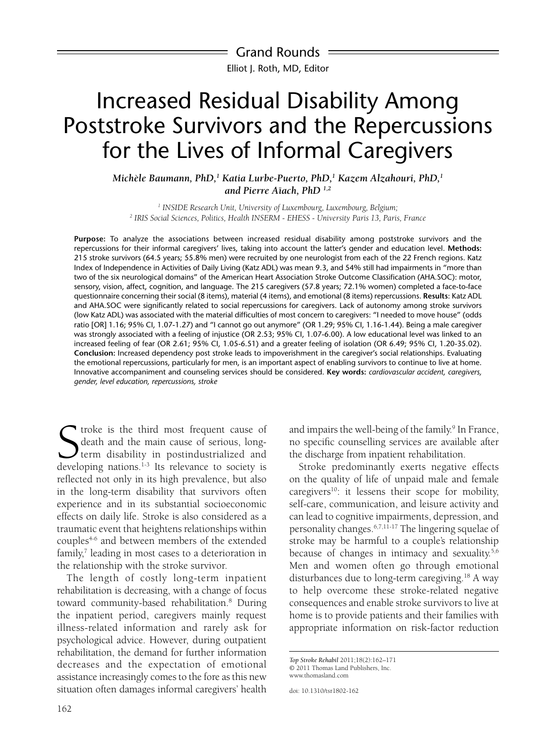Grand Rounds

Elliot J. Roth, MD, Editor

# Increased Residual Disability Among Poststroke Survivors and the Repercussions for the Lives of Informal Caregivers

*Michèle Baumann, PhD,[1] Katia Lurbe-Puerto, PhD,[1] Kazem Alzahouri, PhD,[1] and Pierre Aïach, PhD [1,2]*

[1] INSIDE Research Unit, University of Luxembourg, Luxembourg, Belgium;
[2] IRIS Social Sciences, Politics, Health INSERM - EHESS - University Paris 13, Paris, France

**Purpose:** To analyze the associations between increased residual disability among poststroke survivors and the repercussions for their informal caregivers' lives, taking into account the latter's gender and education level. **Methods:** 215 stroke survivors (64.5 years; 55.8% men) were recruited by one neurologist from each of the 22 French regions. Katz Index of Independence in Activities of Daily Living (Katz ADL) was mean 9.3, and 54% still had impairments in "more than two of the six neurological domains" of the American Heart Association Stroke Outcome Classification (AHA.SOC): motor, sensory, vision, affect, cognition, and language. The 215 caregivers (57.8 years; 72.1% women) completed a face-to-face questionnaire concerning their social (8 items), material (4 items), and emotional (8 items) repercussions. **Results**: Katz ADL and AHA.SOC were significantly related to social repercussions for caregivers. Lack of autonomy among stroke survivors (low Katz ADL) was associated with the material difficulties of most concern to caregivers: "I needed to move house" (odds ratio [OR] 1.16; 95% CI, 1.07-1.27) and "I cannot go out anymore" (OR 1.29; 95% CI, 1.16-1.44). Being a male caregiver was strongly associated with a feeling of injustice (OR 2.53; 95% CI, 1.07-6.00). A low educational level was linked to an increased feeling of fear (OR 2.61; 95% CI, 1.05-6.51) and a greater feeling of isolation (OR 6.49; 95% CI, 1.20-35.02). **Conclusion:** Increased dependency post stroke leads to impoverishment in the caregiver's social relationships. Evaluating the emotional repercussions, particularly for men, is an important aspect of enabling survivors to continue to live at home. Innovative accompaniment and counseling services should be considered. **Key words:** *cardiovascular accident, caregivers, gender, level education, repercussions, stroke*

Stroke is the third most frequent cause of death and the main cause of serious, long-term disability in postindustrialized and developing nations.[1-3] Its relevance to society is reflected not only in its high prevalence, but also in the long-term disability that survivors often experience and in its substantial socioeconomic effects on daily life. Stroke is also considered as a traumatic event that heightens relationships within couples[4-6] and between members of the extended family,[7] leading in most cases to a deterioration in the relationship with the stroke survivor.

The length of costly long-term inpatient rehabilitation is decreasing, with a change of focus toward community-based rehabilitation.[8] During the inpatient period, caregivers mainly request illness-related information and rarely ask for psychological advice. However, during outpatient rehabilitation, the demand for further information decreases and the expectation of emotional assistance increasingly comes to the fore as this new situation often damages informal caregivers' health and impairs the well-being of the family.[9] In France, no specific counselling services are available after the discharge from inpatient rehabilitation.

Stroke predominantly exerts negative effects on the quality of life of unpaid male and female caregivers[10]: it lessens their scope for mobility, self-care, communication, and leisure activity and can lead to cognitive impairments, depression, and personality changes.[6,7,11-17] The lingering squelae of stroke may be harmful to a couple's relationship because of changes in intimacy and sexuality.[5,6] Men and women often go through emotional disturbances due to long-term caregiving.[18] A way to help overcome these stroke-related negative consequences and enable stroke survivors to live at home is to provide patients and their families with appropriate information on risk-factor reduction

*Top Stroke Rehabil* 2011;18(2):162–171
© 2011 Thomas Land Publishers, Inc.
www.thomasland.com

doi: 10.1310/tsr1802-162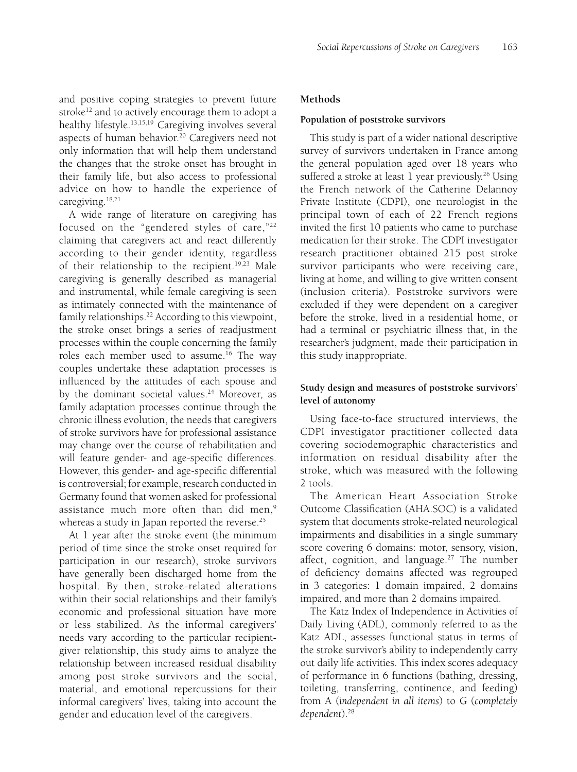and positive coping strategies to prevent future stroke[12] and to actively encourage them to adopt a healthy lifestyle.[13,15,19] Caregiving involves several aspects of human behavior.[20] Caregivers need not only information that will help them understand the changes that the stroke onset has brought in their family life, but also access to professional advice on how to handle the experience of caregiving.[18,21]

A wide range of literature on caregiving has focused on the "gendered styles of care,"[22] claiming that caregivers act and react differently according to their gender identity, regardless of their relationship to the recipient.[19,23] Male caregiving is generally described as managerial and instrumental, while female caregiving is seen as intimately connected with the maintenance of family relationships.[22] According to this viewpoint, the stroke onset brings a series of readjustment processes within the couple concerning the family roles each member used to assume.[16] The way couples undertake these adaptation processes is influenced by the attitudes of each spouse and by the dominant societal values.[24] Moreover, as family adaptation processes continue through the chronic illness evolution, the needs that caregivers of stroke survivors have for professional assistance may change over the course of rehabilitation and will feature gender- and age-specific differences. However, this gender- and age-specific differential is controversial; for example, research conducted in Germany found that women asked for professional assistance much more often than did men,[9] whereas a study in Japan reported the reverse.[25]

At 1 year after the stroke event (the minimum period of time since the stroke onset required for participation in our research), stroke survivors have generally been discharged home from the hospital. By then, stroke-related alterations within their social relationships and their family's economic and professional situation have more or less stabilized. As the informal caregivers' needs vary according to the particular recipient-giver relationship, this study aims to analyze the relationship between increased residual disability among post stroke survivors and the social, material, and emotional repercussions for their informal caregivers' lives, taking into account the gender and education level of the caregivers.

## Methods

### Population of poststroke survivors

This study is part of a wider national descriptive survey of survivors undertaken in France among the general population aged over 18 years who suffered a stroke at least 1 year previously.[26] Using the French network of the Catherine Delannoy Private Institute (CDPI), one neurologist in the principal town of each of 22 French regions invited the first 10 patients who came to purchase medication for their stroke. The CDPI investigator research practitioner obtained 215 post stroke survivor participants who were receiving care, living at home, and willing to give written consent (inclusion criteria). Poststroke survivors were excluded if they were dependent on a caregiver before the stroke, lived in a residential home, or had a terminal or psychiatric illness that, in the researcher's judgment, made their participation in this study inappropriate.

### Study design and measures of poststroke survivors' level of autonomy

Using face-to-face structured interviews, the CDPI investigator practitioner collected data covering sociodemographic characteristics and information on residual disability after the stroke, which was measured with the following 2 tools.

The American Heart Association Stroke Outcome Classification (AHA.SOC) is a validated system that documents stroke-related neurological impairments and disabilities in a single summary score covering 6 domains: motor, sensory, vision, affect, cognition, and language.[27] The number of deficiency domains affected was regrouped in 3 categories: 1 domain impaired, 2 domains impaired, and more than 2 domains impaired.

The Katz Index of Independence in Activities of Daily Living (ADL), commonly referred to as the Katz ADL, assesses functional status in terms of the stroke survivor's ability to independently carry out daily life activities. This index scores adequacy of performance in 6 functions (bathing, dressing, toileting, transferring, continence, and feeding) from A (*independent in all items*) to G (*completely dependent*).[28]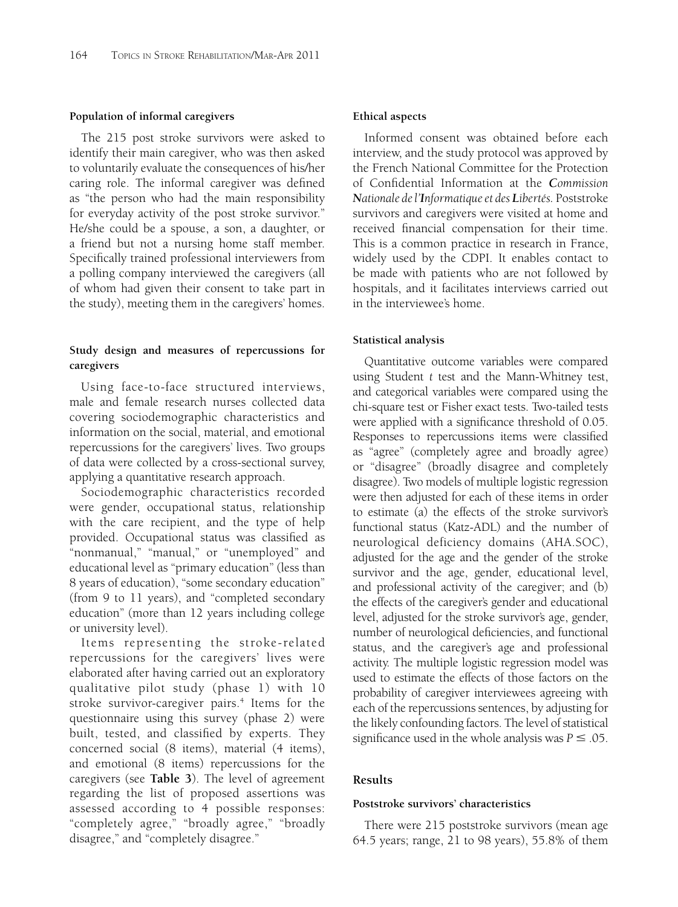### Population of informal caregivers

The 215 post stroke survivors were asked to identify their main caregiver, who was then asked to voluntarily evaluate the consequences of his/her caring role. The informal caregiver was defined as "the person who had the main responsibility for everyday activity of the post stroke survivor." He/she could be a spouse, a son, a daughter, or a friend but not a nursing home staff member. Specifically trained professional interviewers from a polling company interviewed the caregivers (all of whom had given their consent to take part in the study), meeting them in the caregivers' homes.

### Study design and measures of repercussions for caregivers

Using face-to-face structured interviews, male and female research nurses collected data covering sociodemographic characteristics and information on the social, material, and emotional repercussions for the caregivers' lives. Two groups of data were collected by a cross-sectional survey, applying a quantitative research approach.

Sociodemographic characteristics recorded were gender, occupational status, relationship with the care recipient, and the type of help provided. Occupational status was classified as "nonmanual," "manual," or "unemployed" and educational level as "primary education" (less than 8 years of education), "some secondary education" (from 9 to 11 years), and "completed secondary education" (more than 12 years including college or university level).

Items representing the stroke-related repercussions for the caregivers' lives were elaborated after having carried out an exploratory qualitative pilot study (phase 1) with 10 stroke survivor-caregiver pairs.[4] Items for the questionnaire using this survey (phase 2) were built, tested, and classified by experts. They concerned social (8 items), material (4 items), and emotional (8 items) repercussions for the caregivers (see **Table 3**). The level of agreement regarding the list of proposed assertions was assessed according to 4 possible responses: "completely agree," "broadly agree," "broadly disagree," and "completely disagree."

### Ethical aspects

Informed consent was obtained before each interview, and the study protocol was approved by the French National Committee for the Protection of Confidential Information at the ***C****ommission* ***N****ationale de l'****I****nformatique et des* ***L****ibertés*. Poststroke survivors and caregivers were visited at home and received financial compensation for their time. This is a common practice in research in France, widely used by the CDPI. It enables contact to be made with patients who are not followed by hospitals, and it facilitates interviews carried out in the interviewee's home.

### Statistical analysis

Quantitative outcome variables were compared using Student *t* test and the Mann-Whitney test, and categorical variables were compared using the chi-square test or Fisher exact tests. Two-tailed tests were applied with a significance threshold of 0.05. Responses to repercussions items were classified as "agree" (completely agree and broadly agree) or "disagree" (broadly disagree and completely disagree). Two models of multiple logistic regression were then adjusted for each of these items in order to estimate (a) the effects of the stroke survivor's functional status (Katz-ADL) and the number of neurological deficiency domains (AHA.SOC), adjusted for the age and the gender of the stroke survivor and the age, gender, educational level, and professional activity of the caregiver; and (b) the effects of the caregiver's gender and educational level, adjusted for the stroke survivor's age, gender, number of neurological deficiencies, and functional status, and the caregiver's age and professional activity. The multiple logistic regression model was used to estimate the effects of those factors on the probability of caregiver interviewees agreeing with each of the repercussions sentences, by adjusting for the likely confounding factors. The level of statistical significance used in the whole analysis was $P \leq .05$.

## Results

### Poststroke survivors' characteristics

There were 215 poststroke survivors (mean age 64.5 years; range, 21 to 98 years), 55.8% of them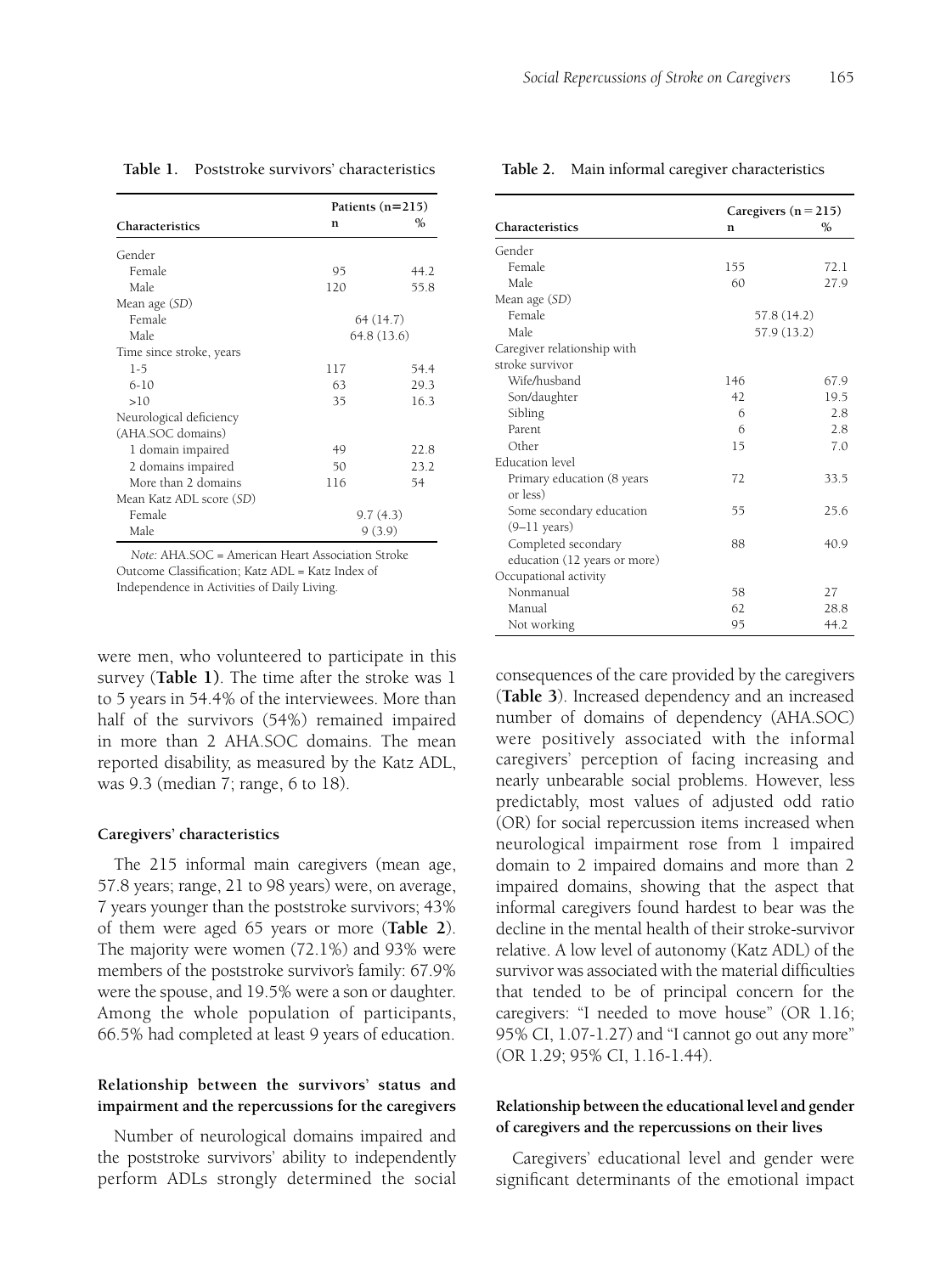**Table 1.** Poststroke survivors' characteristics

| Characteristics | Patients (n=215) | |
|---|---|---|
| | n | % |
| Gender | | |
| Female | 95 | 44.2 |
| Male | 120 | 55.8 |
| Mean age (*SD*) | | |
| Female | 64 (14.7) | |
| Male | 64.8 (13.6) | |
| Time since stroke, years | | |
| 1-5 | 117 | 54.4 |
| 6-10 | 63 | 29.3 |
| >10 | 35 | 16.3 |
| Neurological deficiency (AHA.SOC domains) | | |
| 1 domain impaired | 49 | 22.8 |
| 2 domains impaired | 50 | 23.2 |
| More than 2 domains | 116 | 54 |
| Mean Katz ADL score (*SD*) | | |
| Female | 9.7 (4.3) | |
| Male | 9 (3.9) | |

*Note:* AHA.SOC = American Heart Association Stroke Outcome Classification; Katz ADL = Katz Index of Independence in Activities of Daily Living.

were men, who volunteered to participate in this survey (**Table 1**). The time after the stroke was 1 to 5 years in 54.4% of the interviewees. More than half of the survivors (54%) remained impaired in more than 2 AHA.SOC domains. The mean reported disability, as measured by the Katz ADL, was 9.3 (median 7; range, 6 to 18).

#### Caregivers' characteristics

The 215 informal main caregivers (mean age, 57.8 years; range, 21 to 98 years) were, on average, 7 years younger than the poststroke survivors; 43% of them were aged 65 years or more (**Table 2**). The majority were women (72.1%) and 93% were members of the poststroke survivor's family: 67.9% were the spouse, and 19.5% were a son or daughter. Among the whole population of participants, 66.5% had completed at least 9 years of education.

#### Relationship between the survivors' status and impairment and the repercussions for the caregivers

Number of neurological domains impaired and the poststroke survivors' ability to independently perform ADLs strongly determined the social consequences of the care provided by the caregivers (**Table 3**). Increased dependency and an increased number of domains of dependency (AHA.SOC) were positively associated with the informal caregivers' perception of facing increasing and nearly unbearable social problems. However, less predictably, most values of adjusted odd ratio (OR) for social repercussion items increased when neurological impairment rose from 1 impaired domain to 2 impaired domains and more than 2 impaired domains, showing that the aspect that informal caregivers found hardest to bear was the decline in the mental health of their stroke-survivor relative. A low level of autonomy (Katz ADL) of the survivor was associated with the material difficulties that tended to be of principal concern for the caregivers: "I needed to move house" (OR 1.16; 95% CI, 1.07-1.27) and "I cannot go out any more" (OR 1.29; 95% CI, 1.16-1.44).

**Table 2.** Main informal caregiver characteristics

| Characteristics | Caregivers (n = 215) | |
|---|---|---|
| | n | % |
| Gender | | |
| Female | 155 | 72.1 |
| Male | 60 | 27.9 |
| Mean age (*SD*) | | |
| Female | 57.8 (14.2) | |
| Male | 57.9 (13.2) | |
| Caregiver relationship with stroke survivor | | |
| Wife/husband | 146 | 67.9 |
| Son/daughter | 42 | 19.5 |
| Sibling | 6 | 2.8 |
| Parent | 6 | 2.8 |
| Other | 15 | 7.0 |
| Education level | | |
| Primary education (8 years or less) | 72 | 33.5 |
| Some secondary education (9–11 years) | 55 | 25.6 |
| Completed secondary education (12 years or more) | 88 | 40.9 |
| Occupational activity | | |
| Nonmanual | 58 | 27 |
| Manual | 62 | 28.8 |
| Not working | 95 | 44.2 |

#### Relationship between the educational level and gender of caregivers and the repercussions on their lives

Caregivers' educational level and gender were significant determinants of the emotional impact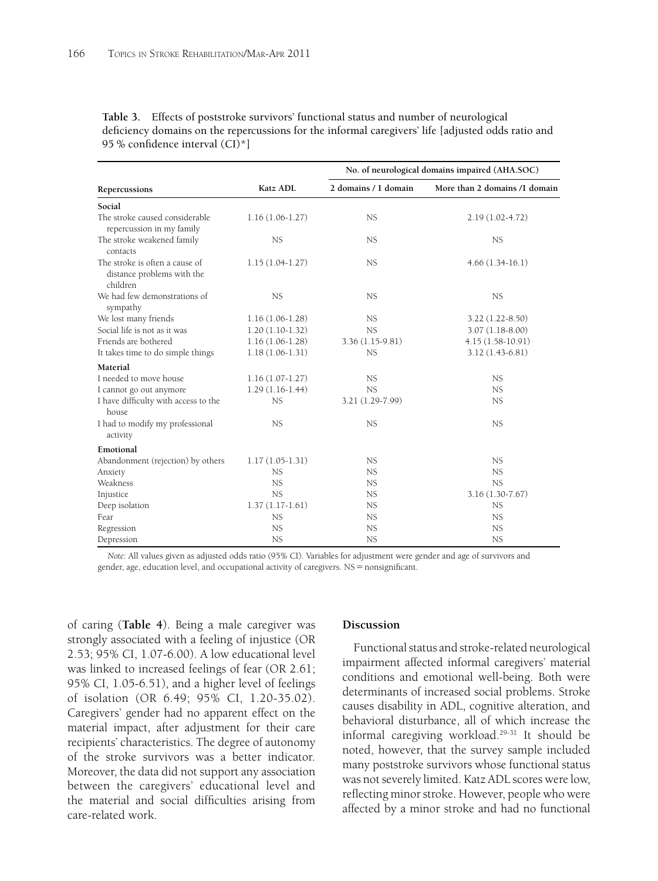**Table 3.** Effects of poststroke survivors' functional status and number of neurological deficiency domains on the repercussions for the informal caregivers' life [adjusted odds ratio and 95 % confidence interval (CI)*]

| | | No. of neurological domains impaired (AHA.SOC) | |
|---|---|---|---|
| **Repercussions** | **Katz ADL** | **2 domains / 1 domain** | **More than 2 domains /1 domain** |
| **Social** | | | |
| The stroke caused considerable repercussion in my family | 1.16 (1.06-1.27) | NS | 2.19 (1.02-4.72) |
| The stroke weakened family contacts | NS | NS | NS |
| The stroke is often a cause of distance problems with the children | 1.15 (1.04-1.27) | NS | 4.66 (1.34-16.1) |
| We had few demonstrations of sympathy | NS | NS | NS |
| We lost many friends | 1.16 (1.06-1.28) | NS | 3.22 (1.22-8.50) |
| Social life is not as it was | 1.20 (1.10-1.32) | NS | 3.07 (1.18-8.00) |
| Friends are bothered | 1.16 (1.06-1.28) | 3.36 (1.15-9.81) | 4.15 (1.58-10.91) |
| It takes time to do simple things | 1.18 (1.06-1.31) | NS | 3.12 (1.43-6.81) |
| **Material** | | | |
| I needed to move house | 1.16 (1.07-1.27) | NS | NS |
| I cannot go out anymore | 1.29 (1.16-1.44) | NS | NS |
| I have difficulty with access to the house | NS | 3.21 (1.29-7.99) | NS |
| I had to modify my professional activity | NS | NS | NS |
| **Emotional** | | | |
| Abandonment (rejection) by others | 1.17 (1.05-1.31) | NS | NS |
| Anxiety | NS | NS | NS |
| Weakness | NS | NS | NS |
| Injustice | NS | NS | 3.16 (1.30-7.67) |
| Deep isolation | 1.37 (1.17-1.61) | NS | NS |
| Fear | NS | NS | NS |
| Regression | NS | NS | NS |
| Depression | NS | NS | NS |

*Note:* All values given as adjusted odds ratio (95% CI). Variables for adjustment were gender and age of survivors and gender, age, education level, and occupational activity of caregivers. NS = nonsignificant.

of caring (**Table 4**). Being a male caregiver was strongly associated with a feeling of injustice (OR 2.53; 95% CI, 1.07-6.00). A low educational level was linked to increased feelings of fear (OR 2.61; 95% CI, 1.05-6.51), and a higher level of feelings of isolation (OR 6.49; 95% CI, 1.20-35.02). Caregivers' gender had no apparent effect on the material impact, after adjustment for their care recipients' characteristics. The degree of autonomy of the stroke survivors was a better indicator. Moreover, the data did not support any association between the caregivers' educational level and the material and social difficulties arising from care-related work.

## Discussion

Functional status and stroke-related neurological impairment affected informal caregivers' material conditions and emotional well-being. Both were determinants of increased social problems. Stroke causes disability in ADL, cognitive alteration, and behavioral disturbance, all of which increase the informal caregiving workload.[29-31] It should be noted, however, that the survey sample included many poststroke survivors whose functional status was not severely limited. Katz ADL scores were low, reflecting minor stroke. However, people who were affected by a minor stroke and had no functional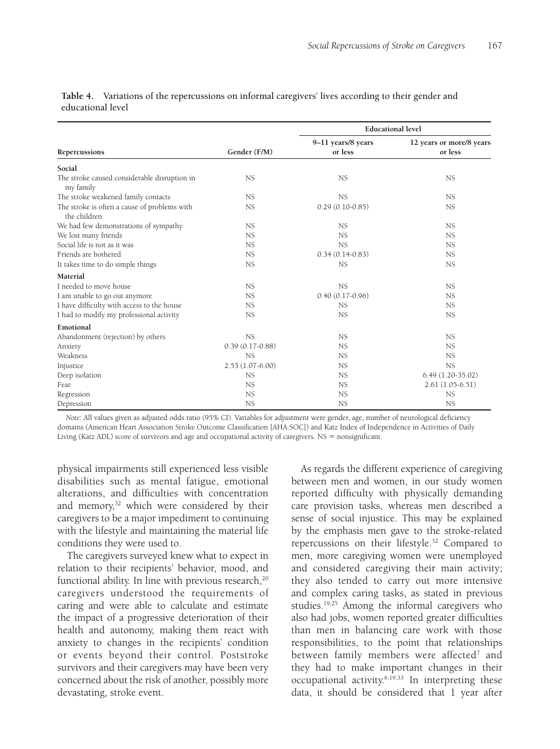**Table 4.** Variations of the repercussions on informal caregivers' lives according to their gender and educational level

| Repercussions | Gender (F/M) | Educational level | |
|---|---|---|---|
| | | 9–11 years/8 years or less | 12 years or more/8 years or less |
| **Social** | | | |
| The stroke caused considerable disruption in my family | NS | NS | NS |
| The stroke weakened family contacts | NS | NS | NS |
| The stroke is often a cause of problems with the children | NS | 0.29 (0.10-0.85) | NS |
| We had few demonstrations of sympathy | NS | NS | NS |
| We lost many friends | NS | NS | NS |
| Social life is not as it was | NS | NS | NS |
| Friends are bothered | NS | 0.34 (0.14-0.83) | NS |
| It takes time to do simple things | NS | NS | NS |
| **Material** | | | |
| I needed to move house | NS | NS | NS |
| I am unable to go out anymore | NS | 0.40 (0.17-0.96) | NS |
| I have difficulty with access to the house | NS | NS | NS |
| I had to modify my professional activity | NS | NS | NS |
| **Emotional** | | | |
| Abandonment (rejection) by others | NS | NS | NS |
| Anxiety | 0.39 (0.17-0.88) | NS | NS |
| Weakness | NS | NS | NS |
| Injustice | 2.53 (1.07-6.00) | NS | NS |
| Deep isolation | NS | NS | 6.49 (1.20-35.02) |
| Fear | NS | NS | 2.61 (1.05-6.51) |
| Regression | NS | NS | NS |
| Depression | NS | NS | NS |

*Note:* All values given as adjusted odds ratio (95% CI). Variables for adjustment were gender, age, number of neurological deficiency domains (American Heart Association Stroke Outcome Classification [AHA.SOC]) and Katz Index of Independence in Activities of Daily Living (Katz ADL) score of survivors and age and occupational activity of caregivers. NS = nonsignificant.

physical impairments still experienced less visible disabilities such as mental fatigue, emotional alterations, and difficulties with concentration and memory,[32] which were considered by their caregivers to be a major impediment to continuing with the lifestyle and maintaining the material life conditions they were used to.

The caregivers surveyed knew what to expect in relation to their recipients' behavior, mood, and functional ability. In line with previous research,[20] caregivers understood the requirements of caring and were able to calculate and estimate the impact of a progressive deterioration of their health and autonomy, making them react with anxiety to changes in the recipients' condition or events beyond their control. Poststroke survivors and their caregivers may have been very concerned about the risk of another, possibly more devastating, stroke event.

As regards the different experience of caregiving between men and women, in our study women reported difficulty with physically demanding care provision tasks, whereas men described a sense of social injustice. This may be explained by the emphasis men gave to the stroke-related repercussions on their lifestyle.[32] Compared to men, more caregiving women were unemployed and considered caregiving their main activity; they also tended to carry out more intensive and complex caring tasks, as stated in previous studies.[19,25] Among the informal caregivers who also had jobs, women reported greater difficulties than men in balancing care work with those responsibilities, to the point that relationships between family members were affected[7] and they had to make important changes in their occupational activity.[6,19,33] In interpreting these data, it should be considered that 1 year after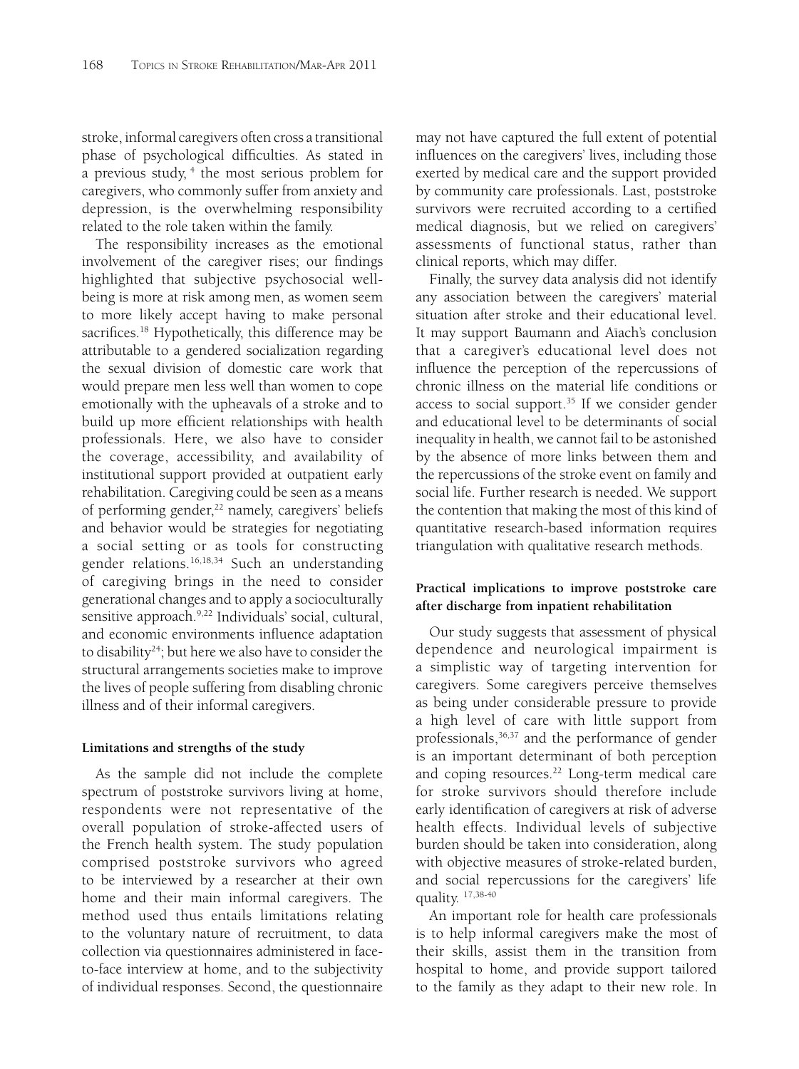stroke, informal caregivers often cross a transitional phase of psychological difficulties. As stated in a previous study, [4] the most serious problem for caregivers, who commonly suffer from anxiety and depression, is the overwhelming responsibility related to the role taken within the family.

The responsibility increases as the emotional involvement of the caregiver rises; our findings highlighted that subjective psychosocial well-being is more at risk among men, as women seem to more likely accept having to make personal sacrifices.[18] Hypothetically, this difference may be attributable to a gendered socialization regarding the sexual division of domestic care work that would prepare men less well than women to cope emotionally with the upheavals of a stroke and to build up more efficient relationships with health professionals. Here, we also have to consider the coverage, accessibility, and availability of institutional support provided at outpatient early rehabilitation. Caregiving could be seen as a means of performing gender,[22] namely, caregivers' beliefs and behavior would be strategies for negotiating a social setting or as tools for constructing gender relations.[16,18,34] Such an understanding of caregiving brings in the need to consider generational changes and to apply a socioculturally sensitive approach.[9,22] Individuals' social, cultural, and economic environments influence adaptation to disability[24]; but here we also have to consider the structural arrangements societies make to improve the lives of people suffering from disabling chronic illness and of their informal caregivers.

#### Limitations and strengths of the study

As the sample did not include the complete spectrum of poststroke survivors living at home, respondents were not representative of the overall population of stroke-affected users of the French health system. The study population comprised poststroke survivors who agreed to be interviewed by a researcher at their own home and their main informal caregivers. The method used thus entails limitations relating to the voluntary nature of recruitment, to data collection via questionnaires administered in face-to-face interview at home, and to the subjectivity of individual responses. Second, the questionnaire may not have captured the full extent of potential influences on the caregivers' lives, including those exerted by medical care and the support provided by community care professionals. Last, poststroke survivors were recruited according to a certified medical diagnosis, but we relied on caregivers' assessments of functional status, rather than clinical reports, which may differ.

Finally, the survey data analysis did not identify any association between the caregivers' material situation after stroke and their educational level. It may support Baumann and Aïach's conclusion that a caregiver's educational level does not influence the perception of the repercussions of chronic illness on the material life conditions or access to social support.[35] If we consider gender and educational level to be determinants of social inequality in health, we cannot fail to be astonished by the absence of more links between them and the repercussions of the stroke event on family and social life. Further research is needed. We support the contention that making the most of this kind of quantitative research-based information requires triangulation with qualitative research methods.

#### Practical implications to improve poststroke care after discharge from inpatient rehabilitation

Our study suggests that assessment of physical dependence and neurological impairment is a simplistic way of targeting intervention for caregivers. Some caregivers perceive themselves as being under considerable pressure to provide a high level of care with little support from professionals,[36,37] and the performance of gender is an important determinant of both perception and coping resources.[22] Long-term medical care for stroke survivors should therefore include early identification of caregivers at risk of adverse health effects. Individual levels of subjective burden should be taken into consideration, along with objective measures of stroke-related burden, and social repercussions for the caregivers' life quality. [17,38-40]

An important role for health care professionals is to help informal caregivers make the most of their skills, assist them in the transition from hospital to home, and provide support tailored to the family as they adapt to their new role. In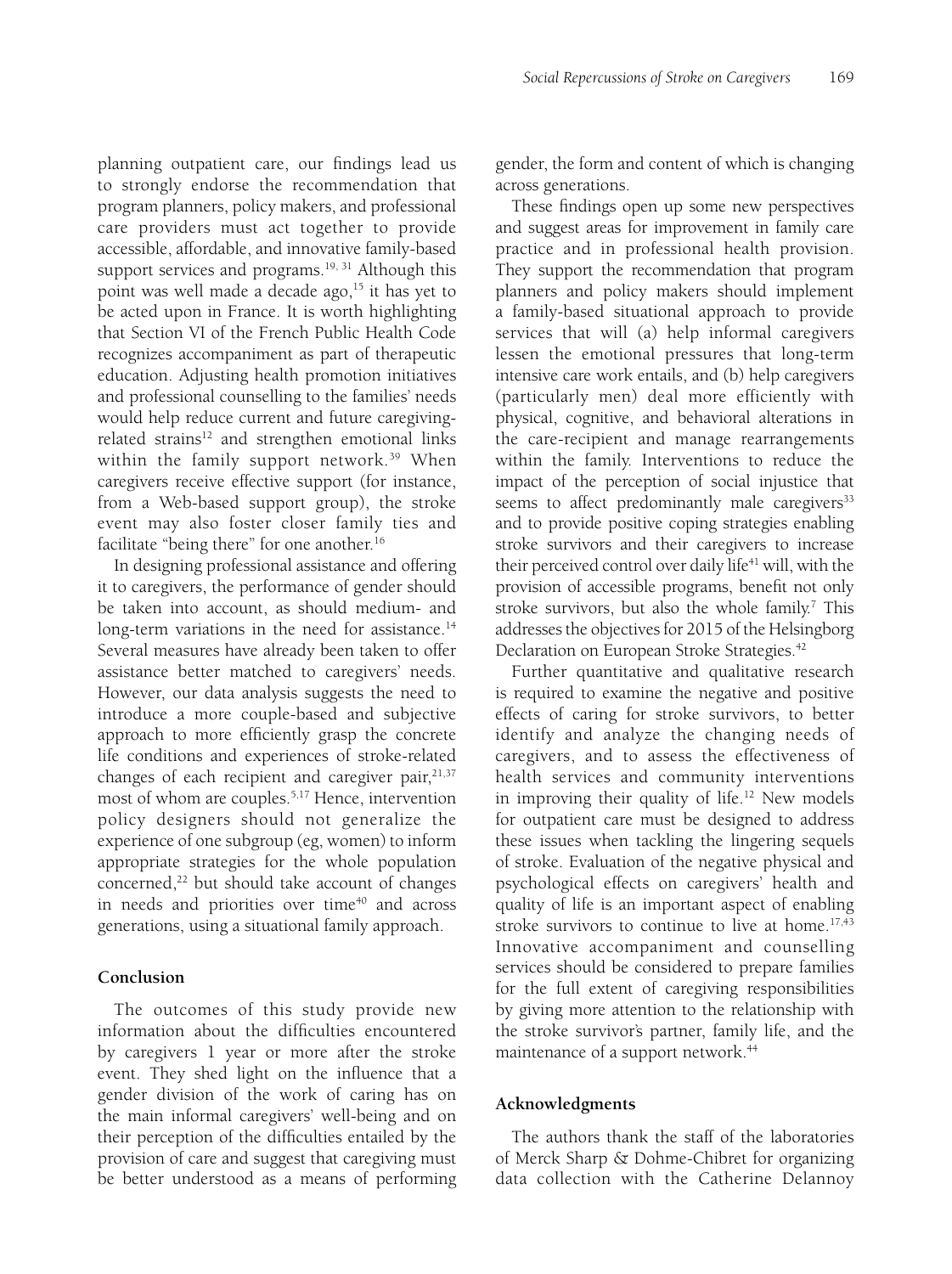planning outpatient care, our findings lead us to strongly endorse the recommendation that program planners, policy makers, and professional care providers must act together to provide accessible, affordable, and innovative family-based support services and programs.[19, 31] Although this point was well made a decade ago,[15] it has yet to be acted upon in France. It is worth highlighting that Section VI of the French Public Health Code recognizes accompaniment as part of therapeutic education. Adjusting health promotion initiatives and professional counselling to the families' needs would help reduce current and future caregiving-related strains[12] and strengthen emotional links within the family support network.[39] When caregivers receive effective support (for instance, from a Web-based support group), the stroke event may also foster closer family ties and facilitate "being there" for one another.[16]

In designing professional assistance and offering it to caregivers, the performance of gender should be taken into account, as should medium- and long-term variations in the need for assistance.[14] Several measures have already been taken to offer assistance better matched to caregivers' needs. However, our data analysis suggests the need to introduce a more couple-based and subjective approach to more efficiently grasp the concrete life conditions and experiences of stroke-related changes of each recipient and caregiver pair,[21,37] most of whom are couples.[5,17] Hence, intervention policy designers should not generalize the experience of one subgroup (eg, women) to inform appropriate strategies for the whole population concerned,[22] but should take account of changes in needs and priorities over time[40] and across generations, using a situational family approach.

## Conclusion

The outcomes of this study provide new information about the difficulties encountered by caregivers 1 year or more after the stroke event. They shed light on the influence that a gender division of the work of caring has on the main informal caregivers' well-being and on their perception of the difficulties entailed by the provision of care and suggest that caregiving must be better understood as a means of performing gender, the form and content of which is changing across generations.

These findings open up some new perspectives and suggest areas for improvement in family care practice and in professional health provision. They support the recommendation that program planners and policy makers should implement a family-based situational approach to provide services that will (a) help informal caregivers lessen the emotional pressures that long-term intensive care work entails, and (b) help caregivers (particularly men) deal more efficiently with physical, cognitive, and behavioral alterations in the care-recipient and manage rearrangements within the family. Interventions to reduce the impact of the perception of social injustice that seems to affect predominantly male caregivers[33] and to provide positive coping strategies enabling stroke survivors and their caregivers to increase their perceived control over daily life[41] will, with the provision of accessible programs, benefit not only stroke survivors, but also the whole family.[7] This addresses the objectives for 2015 of the Helsingborg Declaration on European Stroke Strategies.[42]

Further quantitative and qualitative research is required to examine the negative and positive effects of caring for stroke survivors, to better identify and analyze the changing needs of caregivers, and to assess the effectiveness of health services and community interventions in improving their quality of life.[12] New models for outpatient care must be designed to address these issues when tackling the lingering sequels of stroke. Evaluation of the negative physical and psychological effects on caregivers' health and quality of life is an important aspect of enabling stroke survivors to continue to live at home.[17,43] Innovative accompaniment and counselling services should be considered to prepare families for the full extent of caregiving responsibilities by giving more attention to the relationship with the stroke survivor's partner, family life, and the maintenance of a support network.[44]

## Acknowledgments

The authors thank the staff of the laboratories of Merck Sharp & Dohme-Chibret for organizing data collection with the Catherine Delannoy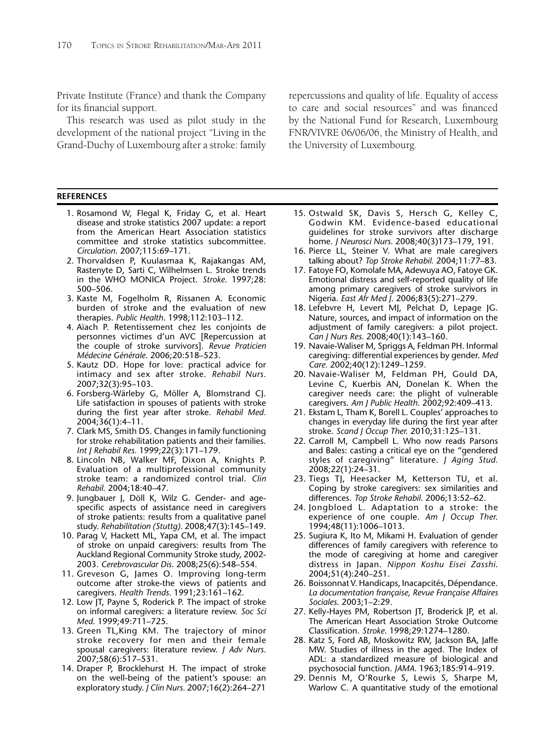Private Institute (France) and thank the Company for its financial support.

This research was used as pilot study in the development of the national project "Living in the Grand-Duchy of Luxembourg after a stroke: family repercussions and quality of life. Equality of access to care and social resources" and was financed by the National Fund for Research, Luxembourg FNR/VIVRE 06/06/06, the Ministry of Health, and the University of Luxembourg.

## REFERENCES

1. Rosamond W, Flegal K, Friday G, et al. Heart disease and stroke statistics 2007 update: a report from the American Heart Association statistics committee and stroke statistics subcommittee. *Circulation*. 2007;115:69–171.
2. Thorvaldsen P, Kuulasmaa K, Rajakangas AM, Rastenyte D, Sarti C, Wilhelmsen L. Stroke trends in the WHO MONICA Project. *Stroke*. 1997;28: 500–506.
3. Kaste M, Fogelholm R, Rissanen A. Economic burden of stroke and the evaluation of new therapies. *Public Health*. 1998;112:103–112.
4. Aïach P. Retentissement chez les conjoints de personnes victimes d'un AVC [Repercussion at the couple of stroke survivors]. *Revue Praticien Médecine Générale*. 2006;20:518–523.
5. Kautz DD. Hope for love: practical advice for intimacy and sex after stroke. *Rehabil Nurs.* 2007;32(3):95–103.
6. Forsberg-Wärleby G, Möller A, Blomstrand CJ. Life satisfaction in spouses of patients with stroke during the first year after stroke. *Rehabil Med.* 2004;36(1):4–11.
7. Clark MS, Smith DS. Changes in family functioning for stroke rehabilitation patients and their families. *Int J Rehabil Res.* 1999;22(3):171–179.
8. Lincoln NB, Walker MF, Dixon A, Knights P. Evaluation of a multiprofessional community stroke team: a randomized control trial. *Clin Rehabil.* 2004;18:40–47.
9. Jungbauer J, Döll K, Wilz G. Gender- and age-specific aspects of assistance need in caregivers of stroke patients: results from a qualitative panel study. *Rehabilitation (Stuttg).* 2008;47(3):145–149.
10. Parag V, Hackett ML, Yapa CM, et al. The impact of stroke on unpaid caregivers: results from The Auckland Regional Community Stroke study, 2002-2003. *Cerebrovascular Dis*. 2008;25(6):548–554.
11. Greveson G, James O. Improving long-term outcome after stroke-the views of patients and caregivers. *Health Trends*. 1991;23:161–162.
12. Low JT, Payne S, Roderick P. The impact of stroke on informal caregivers: a literature review. *Soc Sci Med*. 1999;49:711–725.
13. Green TL,King KM. The trajectory of minor stroke recovery for men and their female spousal caregivers: literature review. *J Adv Nurs.* 2007;58(6):517–531.
14. Draper P, Brocklehurst H. The impact of stroke on the well-being of the patient's spouse: an exploratory study. *J Clin Nurs.* 2007;16(2):264–271
15. Ostwald SK, Davis S, Hersch G, Kelley C, Godwin KM. Evidence-based educational guidelines for stroke survivors after discharge home. *J Neurosci Nurs.* 2008;40(3)173–179, 191.
16. Pierce LL, Steiner V. What are male caregivers talking about? *Top Stroke Rehabil.* 2004;11:77–83.
17. Fatoye FO, Komolafe MA, Adewuya AO, Fatoye GK. Emotional distress and self-reported quality of life among primary caregivers of stroke survivors in Nigeria. *East Afr Med J.* 2006;83(5):271–279.
18. Lefebvre H, Levert MJ, Pelchat D, Lepage JG. Nature, sources, and impact of information on the adjustment of family caregivers: a pilot project. *Can J Nurs Res.* 2008;40(1):143–160.
19. Navaie-Waliser M, Spriggs A, Feldman PH. Informal caregiving: differential experiences by gender. *Med Care.* 2002;40(12):1249–1259.
20. Navaie-Waliser M, Feldman PH, Gould DA, Levine C, Kuerbis AN, Donelan K. When the caregiver needs care: the plight of vulnerable caregivers. *Am J Public Health*. 2002;92:409–413.
21. Ekstam L, Tham K, Borell L. Couples' approaches to changes in everyday life during the first year after stroke. *Scand J Occup Ther.* 2010;31:125–131.
22. Carroll M, Campbell L. Who now reads Parsons and Bales: casting a critical eye on the "gendered styles of caregiving" literature. *J Aging Stud.* 2008;22(1):24–31.
23. Tiegs TJ, Heesacker M, Ketterson TU, et al. Coping by stroke caregivers: sex similarities and differences. *Top Stroke Rehabil.* 2006;13:52–62.
24. Jongbloed L. Adaptation to a stroke: the experience of one couple. *Am J Occup Ther.* 1994;48(11):1006–1013.
25. Sugiura K, Ito M, Mikami H. Evaluation of gender differences of family caregivers with reference to the mode of caregiving at home and caregiver distress in Japan. *Nippon Koshu Eisei Zasshi*. 2004;51(4):240–251.
26. Boissonnat V. Handicaps, Inacapcités, Dépendance. *La documentation française, Revue Française Affaires Sociales.* 2003;1–2:29.
27. Kelly-Hayes PM, Robertson JT, Broderick JP, et al. The American Heart Association Stroke Outcome Classification. *Stroke*. 1998;29:1274–1280.
28. Katz S, Ford AB, Moskowitz RW, Jackson BA, Jaffe MW. Studies of illness in the aged. The Index of ADL: a standardized measure of biological and psychosocial function. *JAMA.* 1963;185:914–919.
29. Dennis M, O'Rourke S, Lewis S, Sharpe M, Warlow C. A quantitative study of the emotional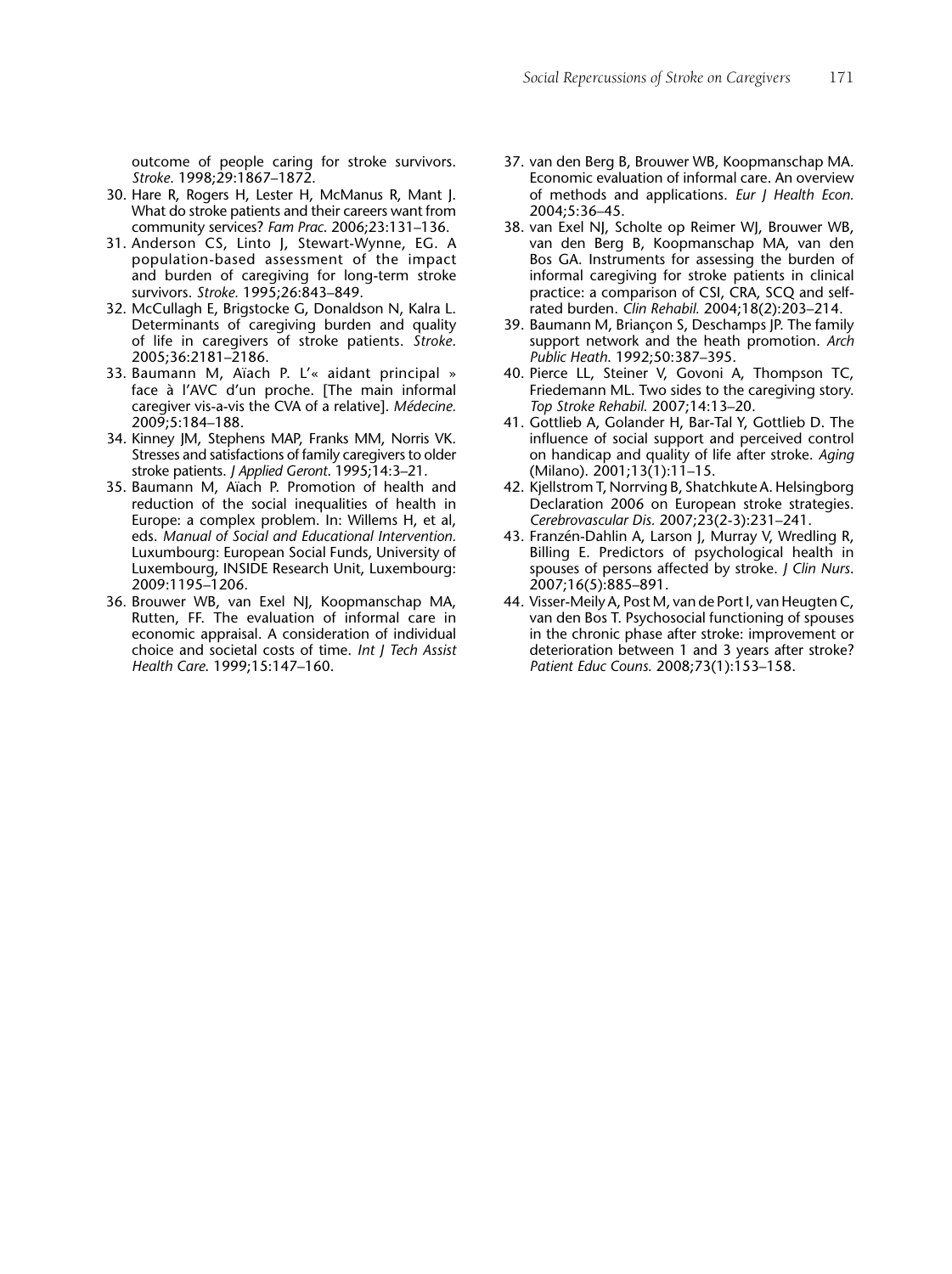outcome of people caring for stroke survivors. *Stroke*. 1998;29:1867–1872.

30. Hare R, Rogers H, Lester H, McManus R, Mant J. What do stroke patients and their careers want from community services? *Fam Prac*. 2006;23:131–136.
31. Anderson CS, Linto J, Stewart-Wynne, EG. A population-based assessment of the impact and burden of caregiving for long-term stroke survivors. *Stroke*. 1995;26:843–849.
32. McCullagh E, Brigstocke G, Donaldson N, Kalra L. Determinants of caregiving burden and quality of life in caregivers of stroke patients. *Stroke*. 2005;36:2181–2186.
33. Baumann M, Aïach P. L'« aidant principal » face à l'AVC d'un proche. [The main informal caregiver vis-a-vis the CVA of a relative]. *Médecine.* 2009;5:184–188.
34. Kinney JM, Stephens MAP, Franks MM, Norris VK. Stresses and satisfactions of family caregivers to older stroke patients. *J Applied Geront*. 1995;14:3–21.
35. Baumann M, Aïach P. Promotion of health and reduction of the social inequalities of health in Europe: a complex problem. In: Willems H, et al, eds. *Manual of Social and Educational Intervention.* Luxumbourg: European Social Funds, University of Luxembourg, INSIDE Research Unit, Luxembourg: 2009:1195–1206.
36. Brouwer WB, van Exel NJ, Koopmanschap MA, Rutten, FF. The evaluation of informal care in economic appraisal. A consideration of individual choice and societal costs of time. *Int J Tech Assist Health Care*. 1999;15:147–160.
37. van den Berg B, Brouwer WB, Koopmanschap MA. Economic evaluation of informal care. An overview of methods and applications. *Eur J Health Econ.* 2004;5:36–45.
38. van Exel NJ, Scholte op Reimer WJ, Brouwer WB, van den Berg B, Koopmanschap MA, van den Bos GA. Instruments for assessing the burden of informal caregiving for stroke patients in clinical practice: a comparison of CSI, CRA, SCQ and self-rated burden. *Clin Rehabil.* 2004;18(2):203–214.
39. Baumann M, Briançon S, Deschamps JP. The family support network and the heath promotion. *Arch Public Heath*. 1992;50:387–395.
40. Pierce LL, Steiner V, Govoni A, Thompson TC, Friedemann ML. Two sides to the caregiving story. *Top Stroke Rehabil.* 2007;14:13–20.
41. Gottlieb A, Golander H, Bar-Tal Y, Gottlieb D. The influence of social support and perceived control on handicap and quality of life after stroke. *Aging* (Milano). 2001;13(1):11–15.
42. Kjellstrom T, Norrving B, Shatchkute A. Helsingborg Declaration 2006 on European stroke strategies. *Cerebrovascular Dis.* 2007;23(2-3):231–241.
43. Franzén-Dahlin A, Larson J, Murray V, Wredling R, Billing E. Predictors of psychological health in spouses of persons affected by stroke. *J Clin Nurs*. 2007;16(5):885–891.
44. Visser-Meily A, Post M, van de Port I, van Heugten C, van den Bos T. Psychosocial functioning of spouses in the chronic phase after stroke: improvement or deterioration between 1 and 3 years after stroke? *Patient Educ Couns.* 2008;73(1):153–158.